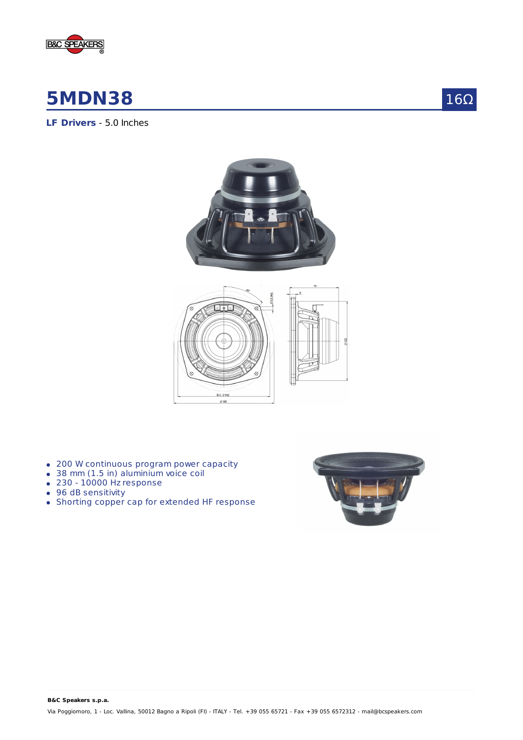# 5MDN38

16Ω

**LF Drivers** - 5.0 Inches

- 200 W continuous program power capacity
- 38 mm (1.5 in) aluminium voice coil
- 230 - 10000 Hz response
- 96 dB sensitivity
- Shorting copper cap for extended HF response

**B&C Speakers s.p.a.**

Via Poggiomoro, 1 - Loc. Vallina, 50012 Bagno a Ripoli (FI) - ITALY - Tel. +39 055 65721 - Fax +39 055 6572312 - mail@bcspeakers.com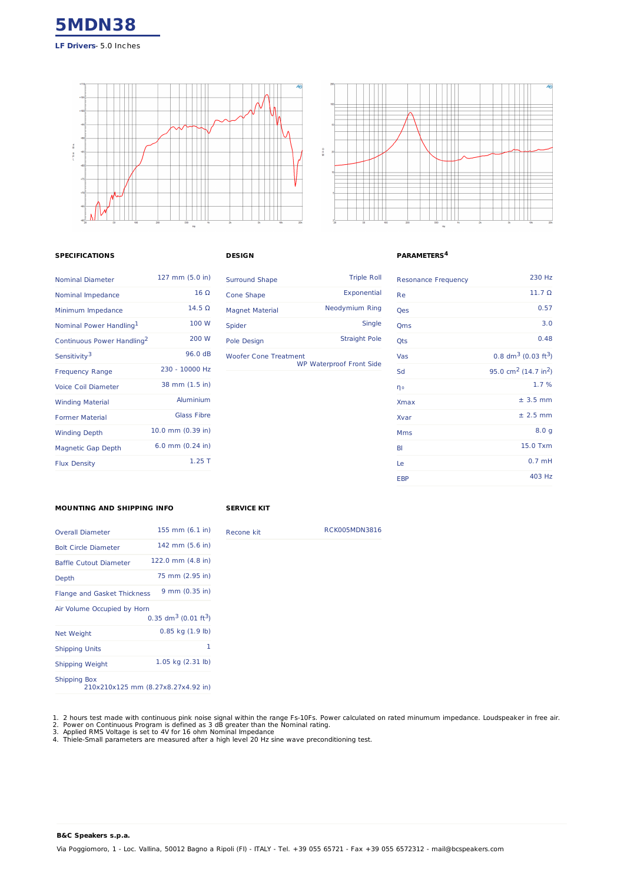# 5MDN38

**LF Drivers**- 5.0 Inches

Hz

Hz

### SPECIFICATIONS

| | |
|---|---|
| Nominal Diameter | 127 mm (5.0 in) |
| Nominal Impedance | 16 Ω |
| Minimum Impedance | 14.5 Ω |
| Nominal Power Handling[1] | 100 W |
| Continuous Power Handling[2] | 200 W |
| Sensitivity[3] | 96.0 dB |
| Frequency Range | 230 - 10000 Hz |
| Voice Coil Diameter | 38 mm (1.5 in) |
| Winding Material | Aluminium |
| Former Material | Glass Fibre |
| Winding Depth | 10.0 mm (0.39 in) |
| Magnetic Gap Depth | 6.0 mm (0.24 in) |
| Flux Density | 1.25 T |

### DESIGN

| | |
|---|---|
| Surround Shape | Triple Roll |
| Cone Shape | Exponential |
| Magnet Material | Neodymium Ring |
| Spider | Single |
| Pole Design | Straight Pole |
| Woofer Cone Treatment | WP Waterproof Front Side |

### PARAMETERS[4]

| | |
|---|---|
| Resonance Frequency | 230 Hz |
| Re | 11.7 Ω |
| Qes | 0.57 |
| Qms | 3.0 |
| Qts | 0.48 |
| Vas | 0.8 $dm^3$ (0.03 $ft^3$) |
| Sd | 95.0 $cm^2$ (14.7 $in^2$) |
| $\eta_0$ | 1.7 % |
| Xmax | ± 3.5 mm |
| Xvar | ± 2.5 mm |
| Mms | 8.0 g |
| Bl | 15.0 Txm |
| Le | 0.7 mH |
| EBP | 403 Hz |

### MOUNTING AND SHIPPING INFO

| | |
|---|---|
| Overall Diameter | 155 mm (6.1 in) |
| Bolt Circle Diameter | 142 mm (5.6 in) |
| Baffle Cutout Diameter | 122.0 mm (4.8 in) |
| Depth | 75 mm (2.95 in) |
| Flange and Gasket Thickness | 9 mm (0.35 in) |
| Air Volume Occupied by Horn | 0.35 $dm^3$ (0.01 $ft^3$) |
| Net Weight | 0.85 kg (1.9 lb) |
| Shipping Units | 1 |
| Shipping Weight | 1.05 kg (2.31 lb) |
| Shipping Box | 210x210x125 mm (8.27x8.27x4.92 in) |

### SERVICE KIT

| | |
|---|---|
| Recone kit | RCK005MDN3816 |

1. 2 hours test made with continuous pink noise signal within the range Fs-10Fs. Power calculated on rated minumum impedance. Loudspeaker in free air.
2. Power on Continuous Program is defined as 3 dB greater than the Nominal rating.
3. Applied RMS Voltage is set to 4V for 16 ohm Nominal Impedance
4. Thiele-Small parameters are measured after a high level 20 Hz sine wave preconditioning test.

**B&C Speakers s.p.a.**

Via Poggiomoro, 1 - Loc. Vallina, 50012 Bagno a Ripoli (FI) - ITALY - Tel. +39 055 65721 - Fax +39 055 6572312 - mail@bcspeakers.com